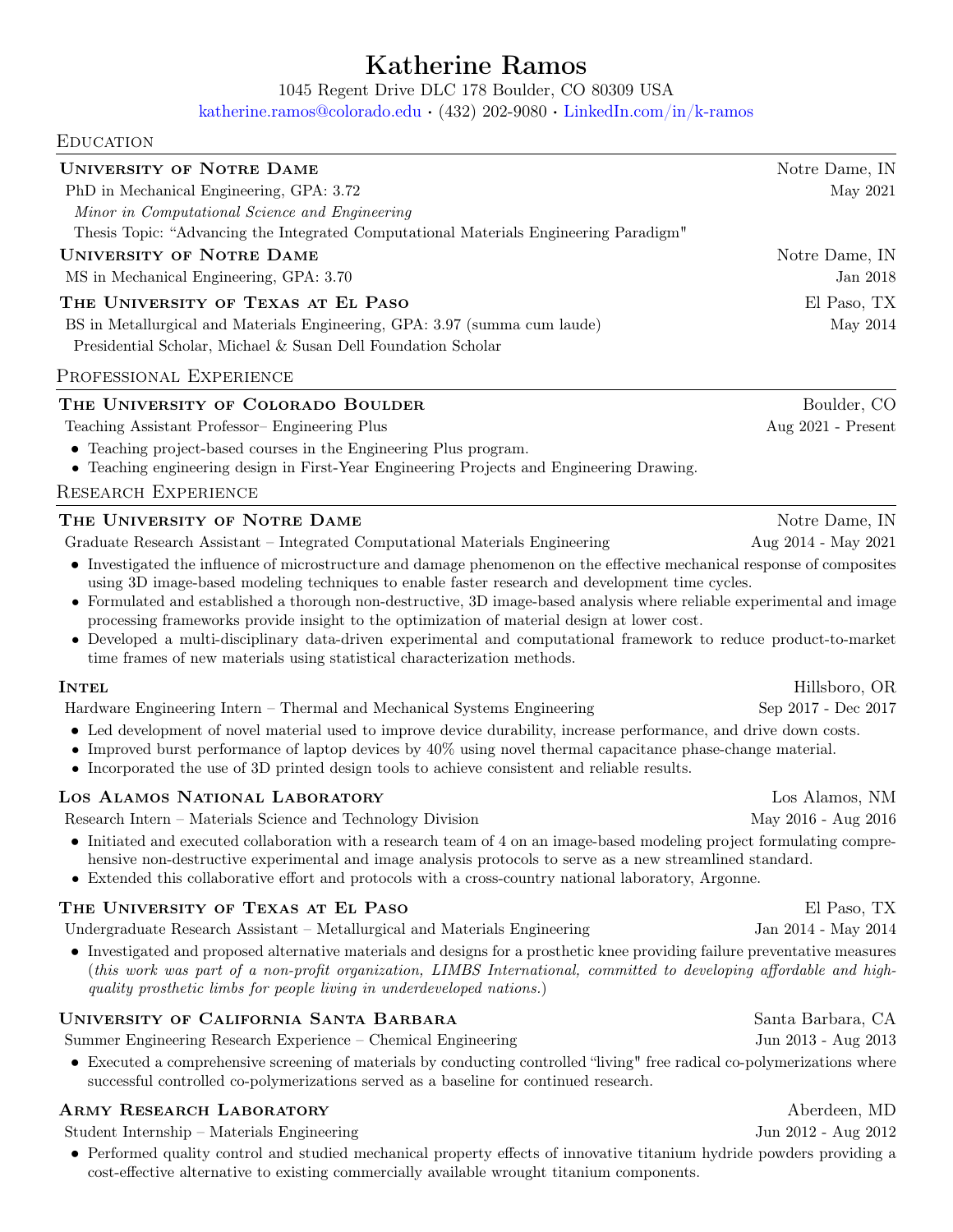# Katherine Ramos

1045 Regent Drive DLC 178 Boulder, CO 80309 USA

katherine.ramos@colorado.edu • (432) 202-9080 • LinkedIn.com/in/k-ramos

## Education

**University of Notre Dame** — Notre Dame, IN

PhD in Mechanical Engineering, GPA: 3.72 — May 2021

*Minor in Computational Science and Engineering*

Thesis Topic: "Advancing the Integrated Computational Materials Engineering Paradigm"

**University of Notre Dame** — Notre Dame, IN

MS in Mechanical Engineering, GPA: 3.70 — Jan 2018

**The University of Texas at El Paso** — El Paso, TX

BS in Metallurgical and Materials Engineering, GPA: 3.97 (summa cum laude) — May 2014

Presidential Scholar, Michael & Susan Dell Foundation Scholar

## Professional Experience

**The University of Colorado Boulder** — Boulder, CO

Teaching Assistant Professor– Engineering Plus — Aug 2021 - Present

- Teaching project-based courses in the Engineering Plus program.
- Teaching engineering design in First-Year Engineering Projects and Engineering Drawing.

## Research Experience

**The University of Notre Dame** — Notre Dame, IN

Graduate Research Assistant – Integrated Computational Materials Engineering — Aug 2014 - May 2021

- Investigated the influence of microstructure and damage phenomenon on the effective mechanical response of composites using 3D image-based modeling techniques to enable faster research and development time cycles.
- Formulated and established a thorough non-destructive, 3D image-based analysis where reliable experimental and image processing frameworks provide insight to the optimization of material design at lower cost.
- Developed a multi-disciplinary data-driven experimental and computational framework to reduce product-to-market time frames of new materials using statistical characterization methods.

**Intel** — Hillsboro, OR

Hardware Engineering Intern – Thermal and Mechanical Systems Engineering — Sep 2017 - Dec 2017

- Led development of novel material used to improve device durability, increase performance, and drive down costs.
- Improved burst performance of laptop devices by 40% using novel thermal capacitance phase-change material.
- Incorporated the use of 3D printed design tools to achieve consistent and reliable results.

**Los Alamos National Laboratory** — Los Alamos, NM

Research Intern – Materials Science and Technology Division — May 2016 - Aug 2016

- Initiated and executed collaboration with a research team of 4 on an image-based modeling project formulating comprehensive non-destructive experimental and image analysis protocols to serve as a new streamlined standard.
- Extended this collaborative effort and protocols with a cross-country national laboratory, Argonne.

**The University of Texas at El Paso** — El Paso, TX

Undergraduate Research Assistant – Metallurgical and Materials Engineering — Jan 2014 - May 2014

- Investigated and proposed alternative materials and designs for a prosthetic knee providing failure preventative measures (*this work was part of a non-profit organization, LIMBS International, committed to developing affordable and high-quality prosthetic limbs for people living in underdeveloped nations.*)

**University of California Santa Barbara** — Santa Barbara, CA

Summer Engineering Research Experience – Chemical Engineering — Jun 2013 - Aug 2013

- Executed a comprehensive screening of materials by conducting controlled "living" free radical co-polymerizations where successful controlled co-polymerizations served as a baseline for continued research.

**Army Research Laboratory** — Aberdeen, MD

Student Internship – Materials Engineering — Jun 2012 - Aug 2012

- Performed quality control and studied mechanical property effects of innovative titanium hydride powders providing a cost-effective alternative to existing commercially available wrought titanium components.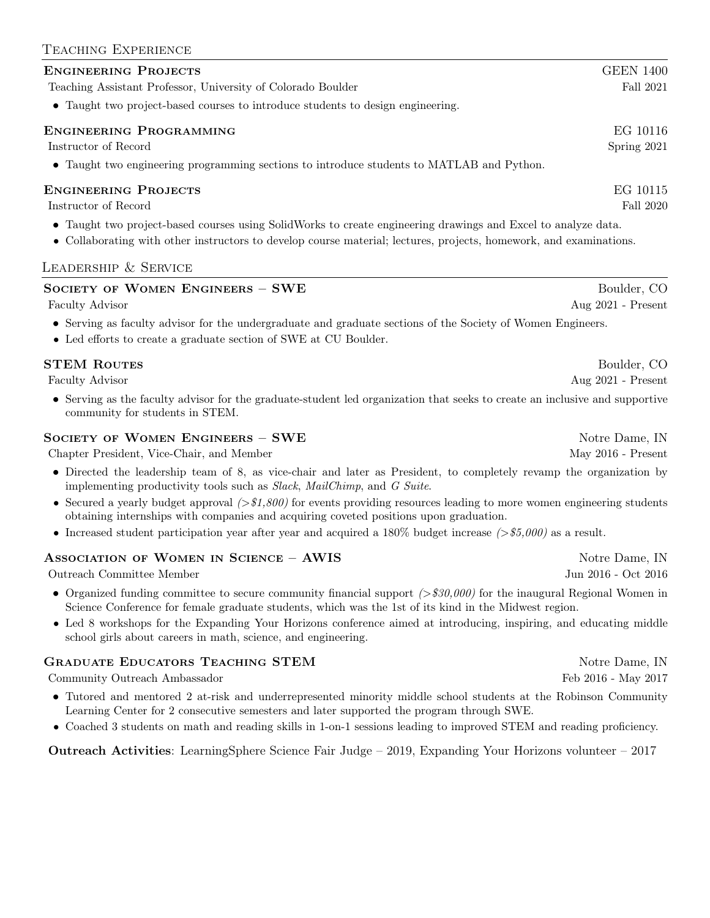## Teaching Experience

### Engineering Projects — GEEN 1400
Teaching Assistant Professor, University of Colorado Boulder — Fall 2021

- Taught two project-based courses to introduce students to design engineering.

### Engineering Programming — EG 10116
Instructor of Record — Spring 2021

- Taught two engineering programming sections to introduce students to MATLAB and Python.

### Engineering Projects — EG 10115
Instructor of Record — Fall 2020

- Taught two project-based courses using SolidWorks to create engineering drawings and Excel to analyze data.
- Collaborating with other instructors to develop course material; lectures, projects, homework, and examinations.

## Leadership & Service

### Society of Women Engineers – SWE — Boulder, CO
Faculty Advisor — Aug 2021 - Present

- Serving as faculty advisor for the undergraduate and graduate sections of the Society of Women Engineers.
- Led efforts to create a graduate section of SWE at CU Boulder.

### STEM Routes — Boulder, CO
Faculty Advisor — Aug 2021 - Present

- Serving as the faculty advisor for the graduate-student led organization that seeks to create an inclusive and supportive community for students in STEM.

### Society of Women Engineers – SWE — Notre Dame, IN
Chapter President, Vice-Chair, and Member — May 2016 - Present

- Directed the leadership team of 8, as vice-chair and later as President, to completely revamp the organization by implementing productivity tools such as *Slack*, *MailChimp*, and *G Suite*.
- Secured a yearly budget approval *(>$1,800)* for events providing resources leading to more women engineering students obtaining internships with companies and acquiring coveted positions upon graduation.
- Increased student participation year after year and acquired a 180% budget increase *(>$5,000)* as a result.

### Association of Women in Science – AWIS — Notre Dame, IN
Outreach Committee Member — Jun 2016 - Oct 2016

- Organized funding committee to secure community financial support *(>$30,000)* for the inaugural Regional Women in Science Conference for female graduate students, which was the 1st of its kind in the Midwest region.
- Led 8 workshops for the Expanding Your Horizons conference aimed at introducing, inspiring, and educating middle school girls about careers in math, science, and engineering.

### Graduate Educators Teaching STEM — Notre Dame, IN
Community Outreach Ambassador — Feb 2016 - May 2017

- Tutored and mentored 2 at-risk and underrepresented minority middle school students at the Robinson Community Learning Center for 2 consecutive semesters and later supported the program through SWE.
- Coached 3 students on math and reading skills in 1-on-1 sessions leading to improved STEM and reading proficiency.

**Outreach Activities**: LearningSphere Science Fair Judge – 2019, Expanding Your Horizons volunteer – 2017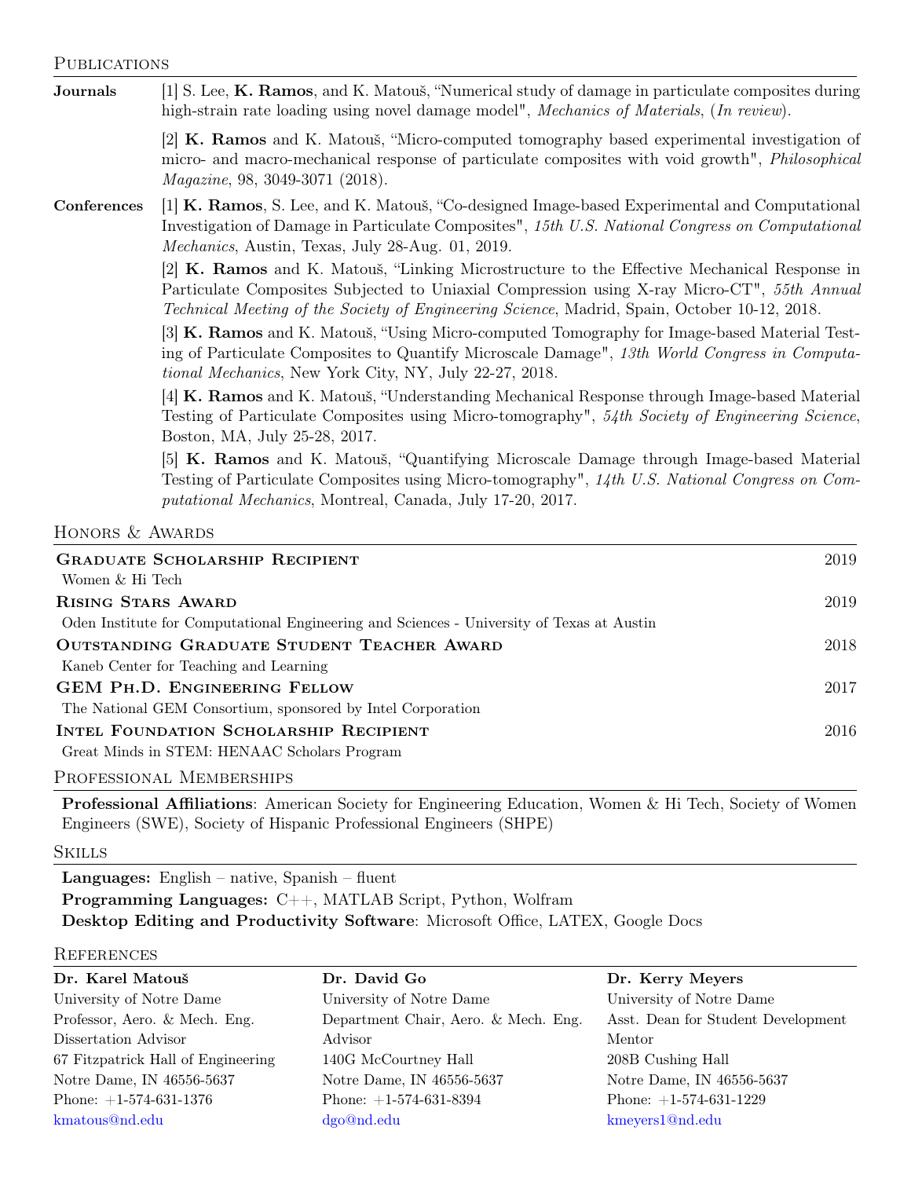## Publications

**Journals**

[1] S. Lee, **K. Ramos**, and K. Matouš, "Numerical study of damage in particulate composites during high-strain rate loading using novel damage model", *Mechanics of Materials*, (*In review*).

[2] **K. Ramos** and K. Matouš, "Micro-computed tomography based experimental investigation of micro- and macro-mechanical response of particulate composites with void growth", *Philosophical Magazine*, 98, 3049-3071 (2018).

**Conferences**

[1] **K. Ramos**, S. Lee, and K. Matouš, "Co-designed Image-based Experimental and Computational Investigation of Damage in Particulate Composites", *15th U.S. National Congress on Computational Mechanics*, Austin, Texas, July 28-Aug. 01, 2019.

[2] **K. Ramos** and K. Matouš, "Linking Microstructure to the Effective Mechanical Response in Particulate Composites Subjected to Uniaxial Compression using X-ray Micro-CT", *55th Annual Technical Meeting of the Society of Engineering Science*, Madrid, Spain, October 10-12, 2018.

[3] **K. Ramos** and K. Matouš, "Using Micro-computed Tomography for Image-based Material Testing of Particulate Composites to Quantify Microscale Damage", *13th World Congress in Computational Mechanics*, New York City, NY, July 22-27, 2018.

[4] **K. Ramos** and K. Matouš, "Understanding Mechanical Response through Image-based Material Testing of Particulate Composites using Micro-tomography", *54th Society of Engineering Science*, Boston, MA, July 25-28, 2017.

[5] **K. Ramos** and K. Matouš, "Quantifying Microscale Damage through Image-based Material Testing of Particulate Composites using Micro-tomography", *14th U.S. National Congress on Computational Mechanics*, Montreal, Canada, July 17-20, 2017.

## Honors & Awards

**Graduate Scholarship Recipient** — 2019
Women & Hi Tech

**Rising Stars Award** — 2019
Oden Institute for Computational Engineering and Sciences - University of Texas at Austin

**Outstanding Graduate Student Teacher Award** — 2018
Kaneb Center for Teaching and Learning

**GEM Ph.D. Engineering Fellow** — 2017
The National GEM Consortium, sponsored by Intel Corporation

**Intel Foundation Scholarship Recipient** — 2016
Great Minds in STEM: HENAAC Scholars Program

## Professional Memberships

**Professional Affiliations**: American Society for Engineering Education, Women & Hi Tech, Society of Women Engineers (SWE), Society of Hispanic Professional Engineers (SHPE)

## Skills

**Languages:** English – native, Spanish – fluent
**Programming Languages:** C++, MATLAB Script, Python, Wolfram
**Desktop Editing and Productivity Software**: Microsoft Office, LATEX, Google Docs

## References

**Dr. Karel Matouš**
University of Notre Dame
Professor, Aero. & Mech. Eng.
Dissertation Advisor
67 Fitzpatrick Hall of Engineering
Notre Dame, IN 46556-5637
Phone: +1-574-631-1376
kmatous@nd.edu

**Dr. David Go**
University of Notre Dame
Department Chair, Aero. & Mech. Eng.
Advisor
140G McCourtney Hall
Notre Dame, IN 46556-5637
Phone: +1-574-631-8394
dgo@nd.edu

**Dr. Kerry Meyers**
University of Notre Dame
Asst. Dean for Student Development
Mentor
208B Cushing Hall
Notre Dame, IN 46556-5637
Phone: +1-574-631-1229
kmeyers1@nd.edu